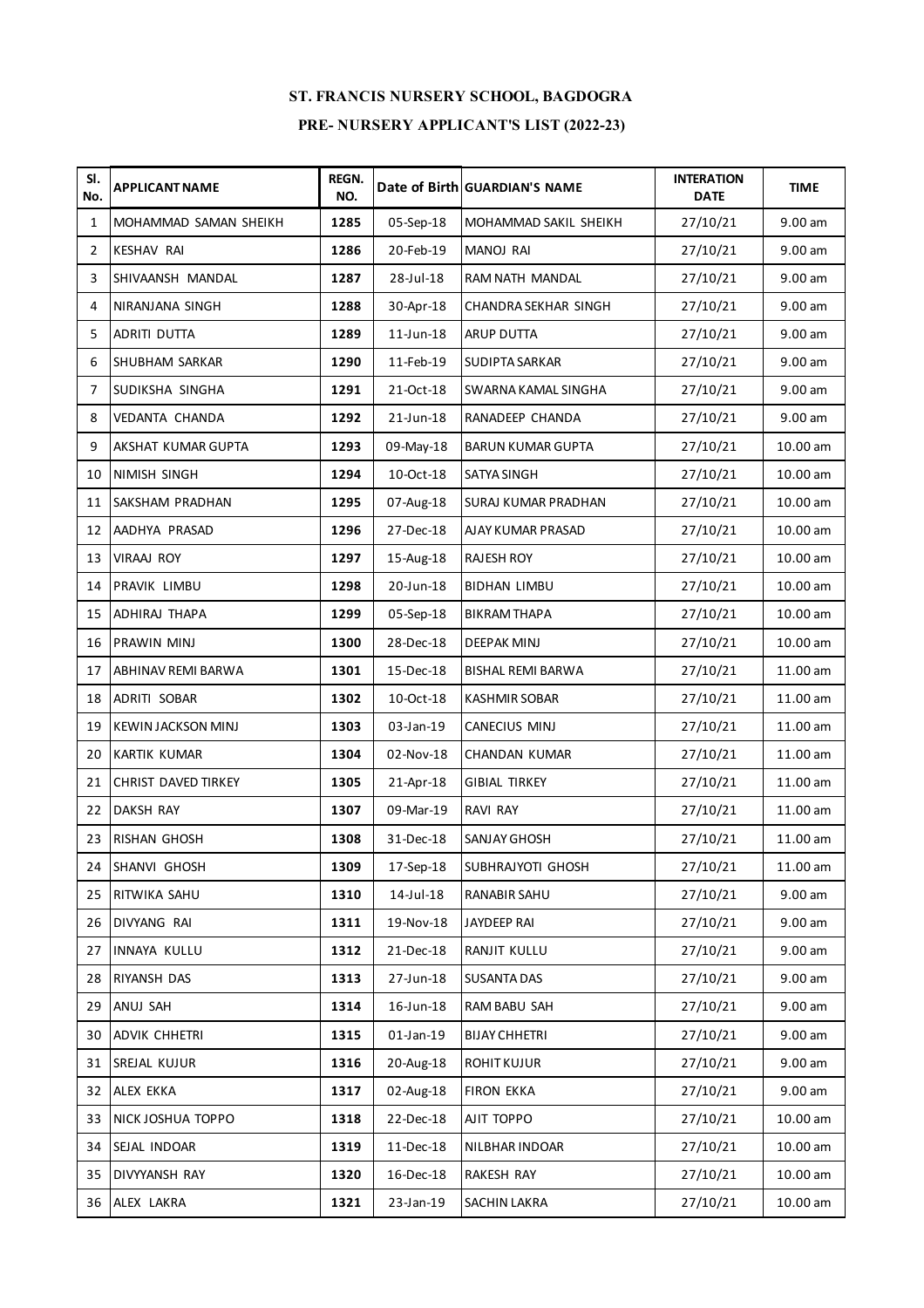# ST. FRANCIS NURSERY SCHOOL, BAGDOGRA

## PRE- NURSERY APPLICANT'S LIST (2022-23)

| Sl. No. | APPLICANT NAME | REGN. NO. | Date of Birth | GUARDIAN'S NAME | INTERATION DATE | TIME |
|---|---|---|---|---|---|---|
| 1 | MOHAMMAD SAMAN SHEIKH | 1285 | 05-Sep-18 | MOHAMMAD SAKIL SHEIKH | 27/10/21 | 9.00 am |
| 2 | KESHAV RAI | 1286 | 20-Feb-19 | MANOJ RAI | 27/10/21 | 9.00 am |
| 3 | SHIVAANSH MANDAL | 1287 | 28-Jul-18 | RAM NATH MANDAL | 27/10/21 | 9.00 am |
| 4 | NIRANJANA SINGH | 1288 | 30-Apr-18 | CHANDRA SEKHAR SINGH | 27/10/21 | 9.00 am |
| 5 | ADRITI DUTTA | 1289 | 11-Jun-18 | ARUP DUTTA | 27/10/21 | 9.00 am |
| 6 | SHUBHAM SARKAR | 1290 | 11-Feb-19 | SUDIPTA SARKAR | 27/10/21 | 9.00 am |
| 7 | SUDIKSHA SINGHA | 1291 | 21-Oct-18 | SWARNA KAMAL SINGHA | 27/10/21 | 9.00 am |
| 8 | VEDANTA CHANDA | 1292 | 21-Jun-18 | RANADEEP CHANDA | 27/10/21 | 9.00 am |
| 9 | AKSHAT KUMAR GUPTA | 1293 | 09-May-18 | BARUN KUMAR GUPTA | 27/10/21 | 10.00 am |
| 10 | NIMISH SINGH | 1294 | 10-Oct-18 | SATYA SINGH | 27/10/21 | 10.00 am |
| 11 | SAKSHAM PRADHAN | 1295 | 07-Aug-18 | SURAJ KUMAR PRADHAN | 27/10/21 | 10.00 am |
| 12 | AADHYA PRASAD | 1296 | 27-Dec-18 | AJAY KUMAR PRASAD | 27/10/21 | 10.00 am |
| 13 | VIRAAJ ROY | 1297 | 15-Aug-18 | RAJESH ROY | 27/10/21 | 10.00 am |
| 14 | PRAVIK LIMBU | 1298 | 20-Jun-18 | BIDHAN LIMBU | 27/10/21 | 10.00 am |
| 15 | ADHIRAJ THAPA | 1299 | 05-Sep-18 | BIKRAM THAPA | 27/10/21 | 10.00 am |
| 16 | PRAWIN MINJ | 1300 | 28-Dec-18 | DEEPAK MINJ | 27/10/21 | 10.00 am |
| 17 | ABHINAV REMI BARWA | 1301 | 15-Dec-18 | BISHAL REMI BARWA | 27/10/21 | 11.00 am |
| 18 | ADRITI SOBAR | 1302 | 10-Oct-18 | KASHMIR SOBAR | 27/10/21 | 11.00 am |
| 19 | KEWIN JACKSON MINJ | 1303 | 03-Jan-19 | CANECIUS MINJ | 27/10/21 | 11.00 am |
| 20 | KARTIK KUMAR | 1304 | 02-Nov-18 | CHANDAN KUMAR | 27/10/21 | 11.00 am |
| 21 | CHRIST DAVED TIRKEY | 1305 | 21-Apr-18 | GIBIAL TIRKEY | 27/10/21 | 11.00 am |
| 22 | DAKSH RAY | 1307 | 09-Mar-19 | RAVI RAY | 27/10/21 | 11.00 am |
| 23 | RISHAN GHOSH | 1308 | 31-Dec-18 | SANJAY GHOSH | 27/10/21 | 11.00 am |
| 24 | SHANVI GHOSH | 1309 | 17-Sep-18 | SUBHRAJYOTI GHOSH | 27/10/21 | 11.00 am |
| 25 | RITWIKA SAHU | 1310 | 14-Jul-18 | RANABIR SAHU | 27/10/21 | 9.00 am |
| 26 | DIVYANG RAI | 1311 | 19-Nov-18 | JAYDEEP RAI | 27/10/21 | 9.00 am |
| 27 | INNAYA KULLU | 1312 | 21-Dec-18 | RANJIT KULLU | 27/10/21 | 9.00 am |
| 28 | RIYANSH DAS | 1313 | 27-Jun-18 | SUSANTA DAS | 27/10/21 | 9.00 am |
| 29 | ANUJ SAH | 1314 | 16-Jun-18 | RAM BABU SAH | 27/10/21 | 9.00 am |
| 30 | ADVIK CHHETRI | 1315 | 01-Jan-19 | BIJAY CHHETRI | 27/10/21 | 9.00 am |
| 31 | SREJAL KUJUR | 1316 | 20-Aug-18 | ROHIT KUJUR | 27/10/21 | 9.00 am |
| 32 | ALEX EKKA | 1317 | 02-Aug-18 | FIRON EKKA | 27/10/21 | 9.00 am |
| 33 | NICK JOSHUA TOPPO | 1318 | 22-Dec-18 | AJIT TOPPO | 27/10/21 | 10.00 am |
| 34 | SEJAL INDOAR | 1319 | 11-Dec-18 | NILBHAR INDOAR | 27/10/21 | 10.00 am |
| 35 | DIVYYANSH RAY | 1320 | 16-Dec-18 | RAKESH RAY | 27/10/21 | 10.00 am |
| 36 | ALEX LAKRA | 1321 | 23-Jan-19 | SACHIN LAKRA | 27/10/21 | 10.00 am |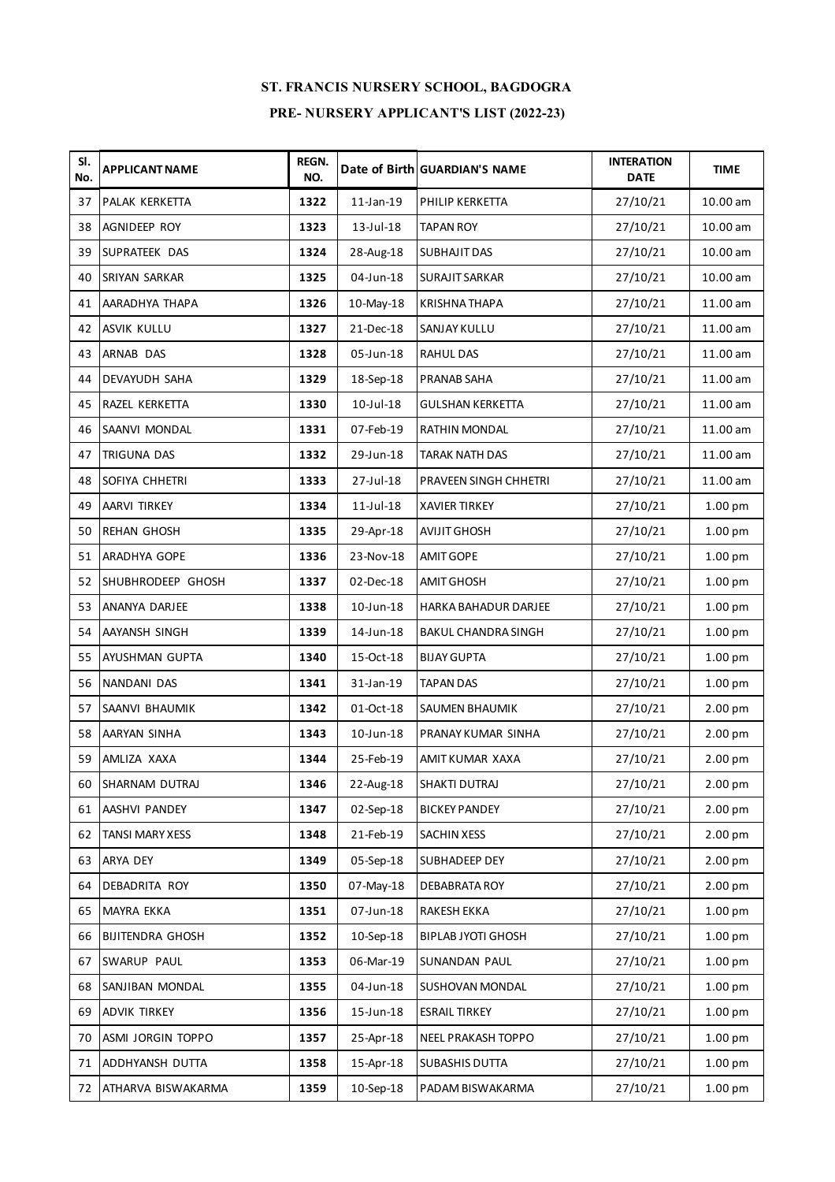**ST. FRANCIS NURSERY SCHOOL, BAGDOGRA**

**PRE- NURSERY APPLICANT'S LIST (2022-23)**

| Sl. No. | APPLICANT NAME | REGN. NO. | Date of Birth | GUARDIAN'S NAME | INTERATION DATE | TIME |
|---|---|---|---|---|---|---|
| 37 | PALAK KERKETTA | 1322 | 11-Jan-19 | PHILIP KERKETTA | 27/10/21 | 10.00 am |
| 38 | AGNIDEEP ROY | 1323 | 13-Jul-18 | TAPAN ROY | 27/10/21 | 10.00 am |
| 39 | SUPRATEEK DAS | 1324 | 28-Aug-18 | SUBHAJIT DAS | 27/10/21 | 10.00 am |
| 40 | SRIYAN SARKAR | 1325 | 04-Jun-18 | SURAJIT SARKAR | 27/10/21 | 10.00 am |
| 41 | AARADHYA THAPA | 1326 | 10-May-18 | KRISHNA THAPA | 27/10/21 | 11.00 am |
| 42 | ASVIK KULLU | 1327 | 21-Dec-18 | SANJAY KULLU | 27/10/21 | 11.00 am |
| 43 | ARNAB DAS | 1328 | 05-Jun-18 | RAHUL DAS | 27/10/21 | 11.00 am |
| 44 | DEVAYUDH SAHA | 1329 | 18-Sep-18 | PRANAB SAHA | 27/10/21 | 11.00 am |
| 45 | RAZEL KERKETTA | 1330 | 10-Jul-18 | GULSHAN KERKETTA | 27/10/21 | 11.00 am |
| 46 | SAANVI MONDAL | 1331 | 07-Feb-19 | RATHIN MONDAL | 27/10/21 | 11.00 am |
| 47 | TRIGUNA DAS | 1332 | 29-Jun-18 | TARAK NATH DAS | 27/10/21 | 11.00 am |
| 48 | SOFIYA CHHETRI | 1333 | 27-Jul-18 | PRAVEEN SINGH CHHETRI | 27/10/21 | 11.00 am |
| 49 | AARVI TIRKEY | 1334 | 11-Jul-18 | XAVIER TIRKEY | 27/10/21 | 1.00 pm |
| 50 | REHAN GHOSH | 1335 | 29-Apr-18 | AVIJIT GHOSH | 27/10/21 | 1.00 pm |
| 51 | ARADHYA GOPE | 1336 | 23-Nov-18 | AMIT GOPE | 27/10/21 | 1.00 pm |
| 52 | SHUBHRODEEP GHOSH | 1337 | 02-Dec-18 | AMIT GHOSH | 27/10/21 | 1.00 pm |
| 53 | ANANYA DARJEE | 1338 | 10-Jun-18 | HARKA BAHADUR DARJEE | 27/10/21 | 1.00 pm |
| 54 | AAYANSH SINGH | 1339 | 14-Jun-18 | BAKUL CHANDRA SINGH | 27/10/21 | 1.00 pm |
| 55 | AYUSHMAN GUPTA | 1340 | 15-Oct-18 | BIJAY GUPTA | 27/10/21 | 1.00 pm |
| 56 | NANDANI DAS | 1341 | 31-Jan-19 | TAPAN DAS | 27/10/21 | 1.00 pm |
| 57 | SAANVI BHAUMIK | 1342 | 01-Oct-18 | SAUMEN BHAUMIK | 27/10/21 | 2.00 pm |
| 58 | AARYAN SINHA | 1343 | 10-Jun-18 | PRANAY KUMAR SINHA | 27/10/21 | 2.00 pm |
| 59 | AMLIZA XAXA | 1344 | 25-Feb-19 | AMIT KUMAR XAXA | 27/10/21 | 2.00 pm |
| 60 | SHARNAM DUTRAJ | 1346 | 22-Aug-18 | SHAKTI DUTRAJ | 27/10/21 | 2.00 pm |
| 61 | AASHVI PANDEY | 1347 | 02-Sep-18 | BICKEY PANDEY | 27/10/21 | 2.00 pm |
| 62 | TANSI MARY XESS | 1348 | 21-Feb-19 | SACHIN XESS | 27/10/21 | 2.00 pm |
| 63 | ARYA DEY | 1349 | 05-Sep-18 | SUBHADEEP DEY | 27/10/21 | 2.00 pm |
| 64 | DEBADRITA ROY | 1350 | 07-May-18 | DEBABRATA ROY | 27/10/21 | 2.00 pm |
| 65 | MAYRA EKKA | 1351 | 07-Jun-18 | RAKESH EKKA | 27/10/21 | 1.00 pm |
| 66 | BIJITENDRA GHOSH | 1352 | 10-Sep-18 | BIPLAB JYOTI GHOSH | 27/10/21 | 1.00 pm |
| 67 | SWARUP PAUL | 1353 | 06-Mar-19 | SUNANDAN PAUL | 27/10/21 | 1.00 pm |
| 68 | SANJIBAN MONDAL | 1355 | 04-Jun-18 | SUSHOVAN MONDAL | 27/10/21 | 1.00 pm |
| 69 | ADVIK TIRKEY | 1356 | 15-Jun-18 | ESRAIL TIRKEY | 27/10/21 | 1.00 pm |
| 70 | ASMI JORGIN TOPPO | 1357 | 25-Apr-18 | NEEL PRAKASH TOPPO | 27/10/21 | 1.00 pm |
| 71 | ADDHYANSH DUTTA | 1358 | 15-Apr-18 | SUBASHIS DUTTA | 27/10/21 | 1.00 pm |
| 72 | ATHARVA BISWAKARMA | 1359 | 10-Sep-18 | PADAM BISWAKARMA | 27/10/21 | 1.00 pm |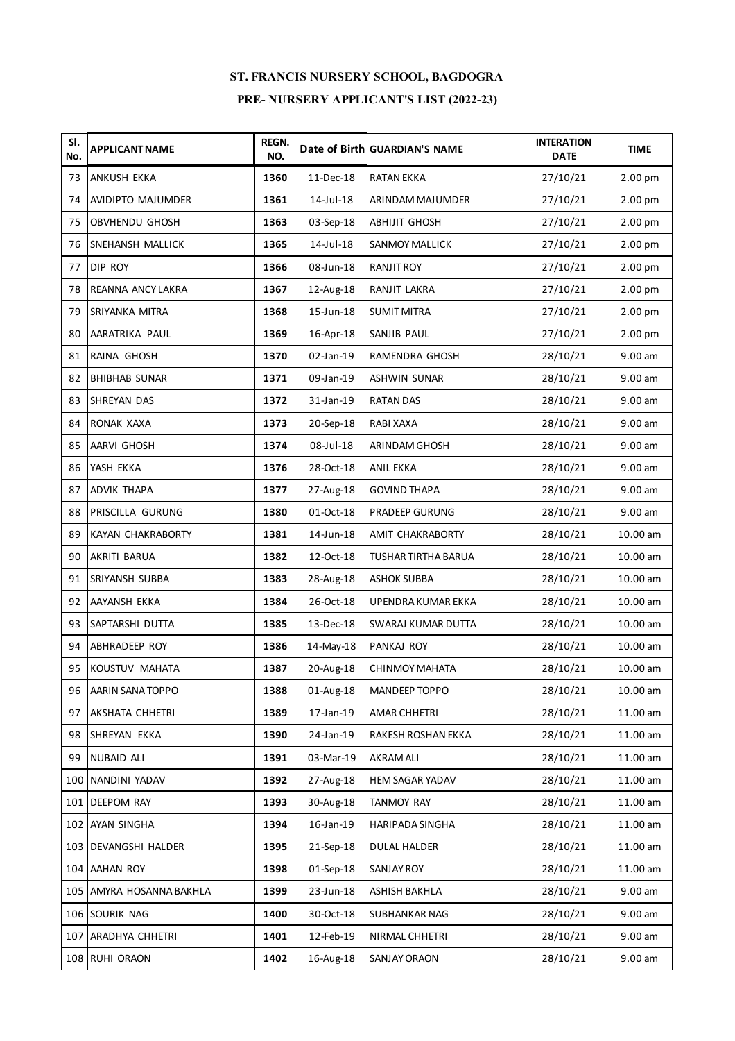**ST. FRANCIS NURSERY SCHOOL, BAGDOGRA**

**PRE- NURSERY APPLICANT'S LIST (2022-23)**

| Sl. No. | APPLICANT NAME | REGN. NO. | Date of Birth | GUARDIAN'S NAME | INTERATION DATE | TIME |
|---|---|---|---|---|---|---|
| 73 | ANKUSH EKKA | **1360** | 11-Dec-18 | RATAN EKKA | 27/10/21 | 2.00 pm |
| 74 | AVIDIPTO MAJUMDER | **1361** | 14-Jul-18 | ARINDAM MAJUMDER | 27/10/21 | 2.00 pm |
| 75 | OBVHENDU GHOSH | **1363** | 03-Sep-18 | ABHIJIT GHOSH | 27/10/21 | 2.00 pm |
| 76 | SNEHANSH MALLICK | **1365** | 14-Jul-18 | SANMOY MALLICK | 27/10/21 | 2.00 pm |
| 77 | DIP ROY | **1366** | 08-Jun-18 | RANJIT ROY | 27/10/21 | 2.00 pm |
| 78 | REANNA ANCY LAKRA | **1367** | 12-Aug-18 | RANJIT LAKRA | 27/10/21 | 2.00 pm |
| 79 | SRIYANKA MITRA | **1368** | 15-Jun-18 | SUMIT MITRA | 27/10/21 | 2.00 pm |
| 80 | AARATRIKA PAUL | **1369** | 16-Apr-18 | SANJIB PAUL | 27/10/21 | 2.00 pm |
| 81 | RAINA GHOSH | **1370** | 02-Jan-19 | RAMENDRA GHOSH | 28/10/21 | 9.00 am |
| 82 | BHIBHAB SUNAR | **1371** | 09-Jan-19 | ASHWIN SUNAR | 28/10/21 | 9.00 am |
| 83 | SHREYAN DAS | **1372** | 31-Jan-19 | RATAN DAS | 28/10/21 | 9.00 am |
| 84 | RONAK XAXA | **1373** | 20-Sep-18 | RABI XAXA | 28/10/21 | 9.00 am |
| 85 | AARVI GHOSH | **1374** | 08-Jul-18 | ARINDAM GHOSH | 28/10/21 | 9.00 am |
| 86 | YASH EKKA | **1376** | 28-Oct-18 | ANIL EKKA | 28/10/21 | 9.00 am |
| 87 | ADVIK THAPA | **1377** | 27-Aug-18 | GOVIND THAPA | 28/10/21 | 9.00 am |
| 88 | PRISCILLA GURUNG | **1380** | 01-Oct-18 | PRADEEP GURUNG | 28/10/21 | 9.00 am |
| 89 | KAYAN CHAKRABORTY | **1381** | 14-Jun-18 | AMIT CHAKRABORTY | 28/10/21 | 10.00 am |
| 90 | AKRITI BARUA | **1382** | 12-Oct-18 | TUSHAR TIRTHA BARUA | 28/10/21 | 10.00 am |
| 91 | SRIYANSH SUBBA | **1383** | 28-Aug-18 | ASHOK SUBBA | 28/10/21 | 10.00 am |
| 92 | AAYANSH EKKA | **1384** | 26-Oct-18 | UPENDRA KUMAR EKKA | 28/10/21 | 10.00 am |
| 93 | SAPTARSHI DUTTA | **1385** | 13-Dec-18 | SWARAJ KUMAR DUTTA | 28/10/21 | 10.00 am |
| 94 | ABHRADEEP ROY | **1386** | 14-May-18 | PANKAJ ROY | 28/10/21 | 10.00 am |
| 95 | KOUSTUV MAHATA | **1387** | 20-Aug-18 | CHINMOY MAHATA | 28/10/21 | 10.00 am |
| 96 | AARIN SANA TOPPO | **1388** | 01-Aug-18 | MANDEEP TOPPO | 28/10/21 | 10.00 am |
| 97 | AKSHATA CHHETRI | **1389** | 17-Jan-19 | AMAR CHHETRI | 28/10/21 | 11.00 am |
| 98 | SHREYAN EKKA | **1390** | 24-Jan-19 | RAKESH ROSHAN EKKA | 28/10/21 | 11.00 am |
| 99 | NUBAID ALI | **1391** | 03-Mar-19 | AKRAM ALI | 28/10/21 | 11.00 am |
| 100 | NANDINI YADAV | **1392** | 27-Aug-18 | HEM SAGAR YADAV | 28/10/21 | 11.00 am |
| 101 | DEEPOM RAY | **1393** | 30-Aug-18 | TANMOY RAY | 28/10/21 | 11.00 am |
| 102 | AYAN SINGHA | **1394** | 16-Jan-19 | HARIPADA SINGHA | 28/10/21 | 11.00 am |
| 103 | DEVANGSHI HALDER | **1395** | 21-Sep-18 | DULAL HALDER | 28/10/21 | 11.00 am |
| 104 | AAHAN ROY | **1398** | 01-Sep-18 | SANJAY ROY | 28/10/21 | 11.00 am |
| 105 | AMYRA HOSANNA BAKHLA | **1399** | 23-Jun-18 | ASHISH BAKHLA | 28/10/21 | 9.00 am |
| 106 | SOURIK NAG | **1400** | 30-Oct-18 | SUBHANKAR NAG | 28/10/21 | 9.00 am |
| 107 | ARADHYA CHHETRI | **1401** | 12-Feb-19 | NIRMAL CHHETRI | 28/10/21 | 9.00 am |
| 108 | RUHI ORAON | **1402** | 16-Aug-18 | SANJAY ORAON | 28/10/21 | 9.00 am |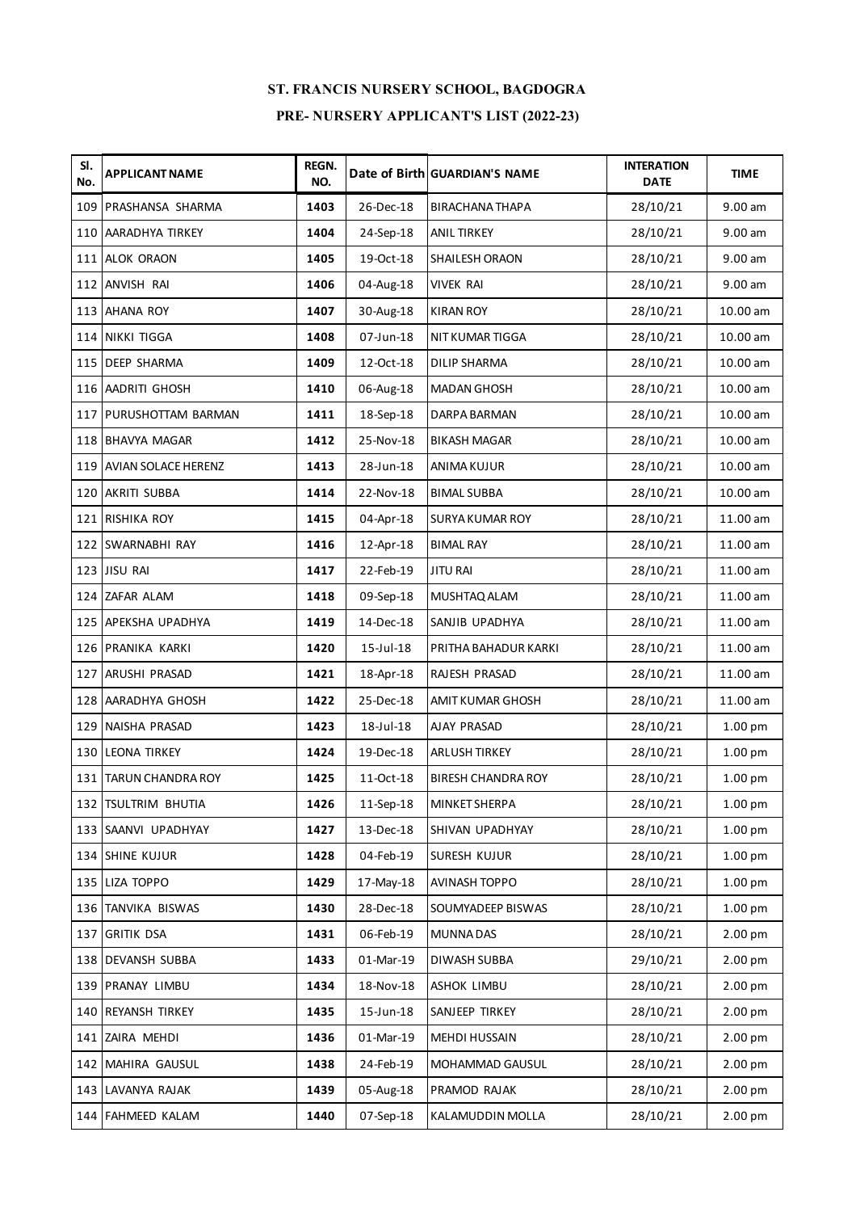# ST. FRANCIS NURSERY SCHOOL, BAGDOGRA

## PRE- NURSERY APPLICANT'S LIST (2022-23)

| Sl. No. | APPLICANT NAME | REGN. NO. | Date of Birth | GUARDIAN'S NAME | INTERATION DATE | TIME |
|---|---|---|---|---|---|---|
| 109 | PRASHANSA SHARMA | 1403 | 26-Dec-18 | BIRACHANA THAPA | 28/10/21 | 9.00 am |
| 110 | AARADHYA TIRKEY | 1404 | 24-Sep-18 | ANIL TIRKEY | 28/10/21 | 9.00 am |
| 111 | ALOK ORAON | 1405 | 19-Oct-18 | SHAILESH ORAON | 28/10/21 | 9.00 am |
| 112 | ANVISH RAI | 1406 | 04-Aug-18 | VIVEK RAI | 28/10/21 | 9.00 am |
| 113 | AHANA ROY | 1407 | 30-Aug-18 | KIRAN ROY | 28/10/21 | 10.00 am |
| 114 | NIKKI TIGGA | 1408 | 07-Jun-18 | NIT KUMAR TIGGA | 28/10/21 | 10.00 am |
| 115 | DEEP SHARMA | 1409 | 12-Oct-18 | DILIP SHARMA | 28/10/21 | 10.00 am |
| 116 | AADRITI GHOSH | 1410 | 06-Aug-18 | MADAN GHOSH | 28/10/21 | 10.00 am |
| 117 | PURUSHOTTAM BARMAN | 1411 | 18-Sep-18 | DARPA BARMAN | 28/10/21 | 10.00 am |
| 118 | BHAVYA MAGAR | 1412 | 25-Nov-18 | BIKASH MAGAR | 28/10/21 | 10.00 am |
| 119 | AVIAN SOLACE HERENZ | 1413 | 28-Jun-18 | ANIMA KUJUR | 28/10/21 | 10.00 am |
| 120 | AKRITI SUBBA | 1414 | 22-Nov-18 | BIMAL SUBBA | 28/10/21 | 10.00 am |
| 121 | RISHIKA ROY | 1415 | 04-Apr-18 | SURYA KUMAR ROY | 28/10/21 | 11.00 am |
| 122 | SWARNABHI RAY | 1416 | 12-Apr-18 | BIMAL RAY | 28/10/21 | 11.00 am |
| 123 | JISU RAI | 1417 | 22-Feb-19 | JITU RAI | 28/10/21 | 11.00 am |
| 124 | ZAFAR ALAM | 1418 | 09-Sep-18 | MUSHTAQ ALAM | 28/10/21 | 11.00 am |
| 125 | APEKSHA UPADHYA | 1419 | 14-Dec-18 | SANJIB UPADHYA | 28/10/21 | 11.00 am |
| 126 | PRANIKA KARKI | 1420 | 15-Jul-18 | PRITHA BAHADUR KARKI | 28/10/21 | 11.00 am |
| 127 | ARUSHI PRASAD | 1421 | 18-Apr-18 | RAJESH PRASAD | 28/10/21 | 11.00 am |
| 128 | AARADHYA GHOSH | 1422 | 25-Dec-18 | AMIT KUMAR GHOSH | 28/10/21 | 11.00 am |
| 129 | NAISHA PRASAD | 1423 | 18-Jul-18 | AJAY PRASAD | 28/10/21 | 1.00 pm |
| 130 | LEONA TIRKEY | 1424 | 19-Dec-18 | ARLUSH TIRKEY | 28/10/21 | 1.00 pm |
| 131 | TARUN CHANDRA ROY | 1425 | 11-Oct-18 | BIRESH CHANDRA ROY | 28/10/21 | 1.00 pm |
| 132 | TSULTRIM BHUTIA | 1426 | 11-Sep-18 | MINKET SHERPA | 28/10/21 | 1.00 pm |
| 133 | SAANVI UPADHYAY | 1427 | 13-Dec-18 | SHIVAN UPADHYAY | 28/10/21 | 1.00 pm |
| 134 | SHINE KUJUR | 1428 | 04-Feb-19 | SURESH KUJUR | 28/10/21 | 1.00 pm |
| 135 | LIZA TOPPO | 1429 | 17-May-18 | AVINASH TOPPO | 28/10/21 | 1.00 pm |
| 136 | TANVIKA BISWAS | 1430 | 28-Dec-18 | SOUMYADEEP BISWAS | 28/10/21 | 1.00 pm |
| 137 | GRITIK DSA | 1431 | 06-Feb-19 | MUNNA DAS | 28/10/21 | 2.00 pm |
| 138 | DEVANSH SUBBA | 1433 | 01-Mar-19 | DIWASH SUBBA | 29/10/21 | 2.00 pm |
| 139 | PRANAY LIMBU | 1434 | 18-Nov-18 | ASHOK LIMBU | 28/10/21 | 2.00 pm |
| 140 | REYANSH TIRKEY | 1435 | 15-Jun-18 | SANJEEP TIRKEY | 28/10/21 | 2.00 pm |
| 141 | ZAIRA MEHDI | 1436 | 01-Mar-19 | MEHDI HUSSAIN | 28/10/21 | 2.00 pm |
| 142 | MAHIRA GAUSUL | 1438 | 24-Feb-19 | MOHAMMAD GAUSUL | 28/10/21 | 2.00 pm |
| 143 | LAVANYA RAJAK | 1439 | 05-Aug-18 | PRAMOD RAJAK | 28/10/21 | 2.00 pm |
| 144 | FAHMEED KALAM | 1440 | 07-Sep-18 | KALAMUDDIN MOLLA | 28/10/21 | 2.00 pm |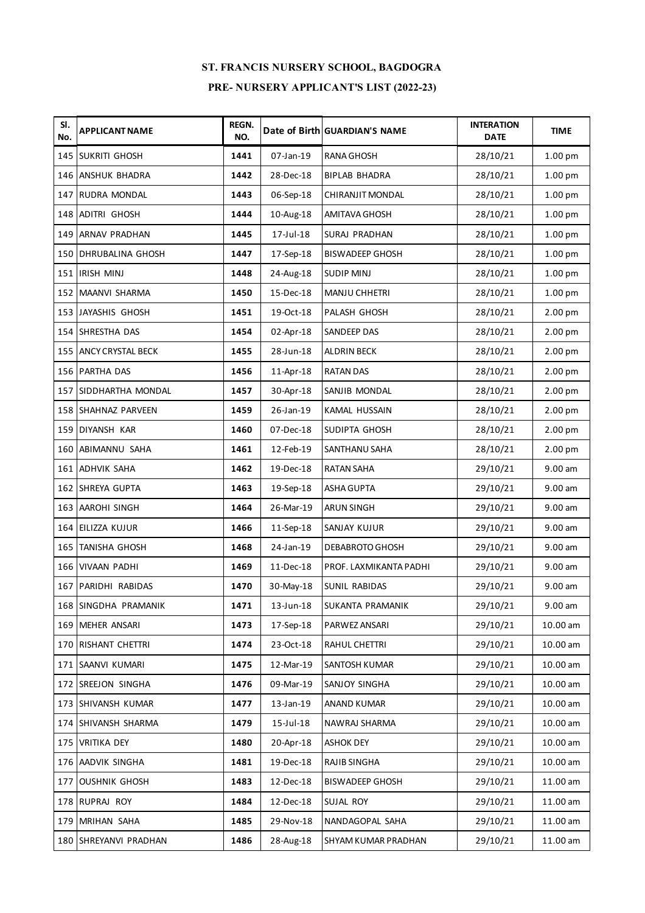# ST. FRANCIS NURSERY SCHOOL, BAGDOGRA

## PRE- NURSERY APPLICANT'S LIST (2022-23)

| Sl. No. | APPLICANT NAME | REGN. NO. | Date of Birth | GUARDIAN'S NAME | INTERATION DATE | TIME |
|---|---|---|---|---|---|---|
| 145 | SUKRITI GHOSH | 1441 | 07-Jan-19 | RANA GHOSH | 28/10/21 | 1.00 pm |
| 146 | ANSHUK BHADRA | 1442 | 28-Dec-18 | BIPLAB BHADRA | 28/10/21 | 1.00 pm |
| 147 | RUDRA MONDAL | 1443 | 06-Sep-18 | CHIRANJIT MONDAL | 28/10/21 | 1.00 pm |
| 148 | ADITRI GHOSH | 1444 | 10-Aug-18 | AMITAVA GHOSH | 28/10/21 | 1.00 pm |
| 149 | ARNAV PRADHAN | 1445 | 17-Jul-18 | SURAJ PRADHAN | 28/10/21 | 1.00 pm |
| 150 | DHRUBALINA GHOSH | 1447 | 17-Sep-18 | BISWADEEP GHOSH | 28/10/21 | 1.00 pm |
| 151 | IRISH MINJ | 1448 | 24-Aug-18 | SUDIP MINJ | 28/10/21 | 1.00 pm |
| 152 | MAANVI SHARMA | 1450 | 15-Dec-18 | MANJU CHHETRI | 28/10/21 | 1.00 pm |
| 153 | JAYASHIS GHOSH | 1451 | 19-Oct-18 | PALASH GHOSH | 28/10/21 | 2.00 pm |
| 154 | SHRESTHA DAS | 1454 | 02-Apr-18 | SANDEEP DAS | 28/10/21 | 2.00 pm |
| 155 | ANCY CRYSTAL BECK | 1455 | 28-Jun-18 | ALDRIN BECK | 28/10/21 | 2.00 pm |
| 156 | PARTHA DAS | 1456 | 11-Apr-18 | RATAN DAS | 28/10/21 | 2.00 pm |
| 157 | SIDDHARTHA MONDAL | 1457 | 30-Apr-18 | SANJIB MONDAL | 28/10/21 | 2.00 pm |
| 158 | SHAHNAZ PARVEEN | 1459 | 26-Jan-19 | KAMAL HUSSAIN | 28/10/21 | 2.00 pm |
| 159 | DIYANSH KAR | 1460 | 07-Dec-18 | SUDIPTA GHOSH | 28/10/21 | 2.00 pm |
| 160 | ABIMANNU SAHA | 1461 | 12-Feb-19 | SANTHANU SAHA | 28/10/21 | 2.00 pm |
| 161 | ADHVIK SAHA | 1462 | 19-Dec-18 | RATAN SAHA | 29/10/21 | 9.00 am |
| 162 | SHREYA GUPTA | 1463 | 19-Sep-18 | ASHA GUPTA | 29/10/21 | 9.00 am |
| 163 | AAROHI SINGH | 1464 | 26-Mar-19 | ARUN SINGH | 29/10/21 | 9.00 am |
| 164 | EILIZZA KUJUR | 1466 | 11-Sep-18 | SANJAY KUJUR | 29/10/21 | 9.00 am |
| 165 | TANISHA GHOSH | 1468 | 24-Jan-19 | DEBABROTO GHOSH | 29/10/21 | 9.00 am |
| 166 | VIVAAN PADHI | 1469 | 11-Dec-18 | PROF. LAXMIKANTA PADHI | 29/10/21 | 9.00 am |
| 167 | PARIDHI RABIDAS | 1470 | 30-May-18 | SUNIL RABIDAS | 29/10/21 | 9.00 am |
| 168 | SINGDHA PRAMANIK | 1471 | 13-Jun-18 | SUKANTA PRAMANIK | 29/10/21 | 9.00 am |
| 169 | MEHER ANSARI | 1473 | 17-Sep-18 | PARWEZ ANSARI | 29/10/21 | 10.00 am |
| 170 | RISHANT CHETTRI | 1474 | 23-Oct-18 | RAHUL CHETTRI | 29/10/21 | 10.00 am |
| 171 | SAANVI KUMARI | 1475 | 12-Mar-19 | SANTOSH KUMAR | 29/10/21 | 10.00 am |
| 172 | SREEJON SINGHA | 1476 | 09-Mar-19 | SANJOY SINGHA | 29/10/21 | 10.00 am |
| 173 | SHIVANSH KUMAR | 1477 | 13-Jan-19 | ANAND KUMAR | 29/10/21 | 10.00 am |
| 174 | SHIVANSH SHARMA | 1479 | 15-Jul-18 | NAWRAJ SHARMA | 29/10/21 | 10.00 am |
| 175 | VRITIKA DEY | 1480 | 20-Apr-18 | ASHOK DEY | 29/10/21 | 10.00 am |
| 176 | AADVIK SINGHA | 1481 | 19-Dec-18 | RAJIB SINGHA | 29/10/21 | 10.00 am |
| 177 | OUSHNIK GHOSH | 1483 | 12-Dec-18 | BISWADEEP GHOSH | 29/10/21 | 11.00 am |
| 178 | RUPRAJ ROY | 1484 | 12-Dec-18 | SUJAL ROY | 29/10/21 | 11.00 am |
| 179 | MRIHAN SAHA | 1485 | 29-Nov-18 | NANDAGOPAL SAHA | 29/10/21 | 11.00 am |
| 180 | SHREYANVI PRADHAN | 1486 | 28-Aug-18 | SHYAM KUMAR PRADHAN | 29/10/21 | 11.00 am |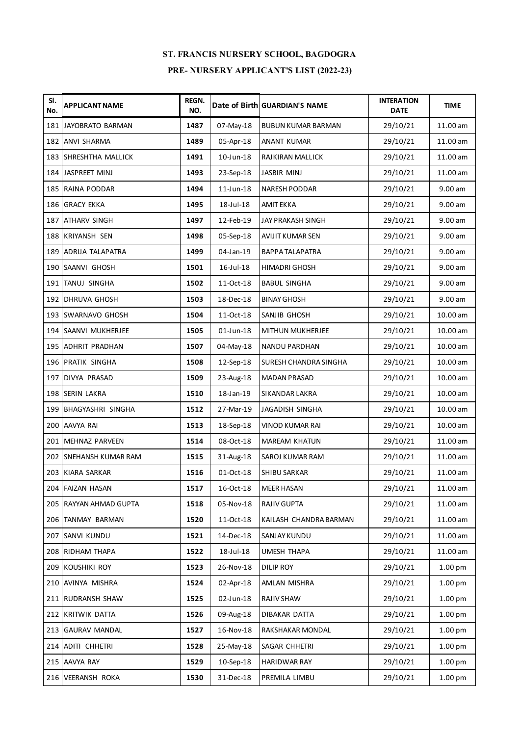# ST. FRANCIS NURSERY SCHOOL, BAGDOGRA

## PRE- NURSERY APPLICANT'S LIST (2022-23)

| Sl. No. | APPLICANT NAME | REGN. NO. | Date of Birth | GUARDIAN'S NAME | INTERATION DATE | TIME |
|---|---|---|---|---|---|---|
| 181 | JAYOBRATO BARMAN | 1487 | 07-May-18 | BUBUN KUMAR BARMAN | 29/10/21 | 11.00 am |
| 182 | ANVI SHARMA | 1489 | 05-Apr-18 | ANANT KUMAR | 29/10/21 | 11.00 am |
| 183 | SHRESHTHA MALLICK | 1491 | 10-Jun-18 | RAJKIRAN MALLICK | 29/10/21 | 11.00 am |
| 184 | JASPREET MINJ | 1493 | 23-Sep-18 | JASBIR MINJ | 29/10/21 | 11.00 am |
| 185 | RAINA PODDAR | 1494 | 11-Jun-18 | NARESH PODDAR | 29/10/21 | 9.00 am |
| 186 | GRACY EKKA | 1495 | 18-Jul-18 | AMIT EKKA | 29/10/21 | 9.00 am |
| 187 | ATHARV SINGH | 1497 | 12-Feb-19 | JAY PRAKASH SINGH | 29/10/21 | 9.00 am |
| 188 | KRIYANSH SEN | 1498 | 05-Sep-18 | AVIJIT KUMAR SEN | 29/10/21 | 9.00 am |
| 189 | ADRIJA TALAPATRA | 1499 | 04-Jan-19 | BAPPA TALAPATRA | 29/10/21 | 9.00 am |
| 190 | SAANVI GHOSH | 1501 | 16-Jul-18 | HIMADRI GHOSH | 29/10/21 | 9.00 am |
| 191 | TANUJ SINGHA | 1502 | 11-Oct-18 | BABUL SINGHA | 29/10/21 | 9.00 am |
| 192 | DHRUVA GHOSH | 1503 | 18-Dec-18 | BINAY GHOSH | 29/10/21 | 9.00 am |
| 193 | SWARNAVO GHOSH | 1504 | 11-Oct-18 | SANJIB GHOSH | 29/10/21 | 10.00 am |
| 194 | SAANVI MUKHERJEE | 1505 | 01-Jun-18 | MITHUN MUKHERJEE | 29/10/21 | 10.00 am |
| 195 | ADHRIT PRADHAN | 1507 | 04-May-18 | NANDU PARDHAN | 29/10/21 | 10.00 am |
| 196 | PRATIK SINGHA | 1508 | 12-Sep-18 | SURESH CHANDRA SINGHA | 29/10/21 | 10.00 am |
| 197 | DIVYA PRASAD | 1509 | 23-Aug-18 | MADAN PRASAD | 29/10/21 | 10.00 am |
| 198 | SERIN LAKRA | 1510 | 18-Jan-19 | SIKANDAR LAKRA | 29/10/21 | 10.00 am |
| 199 | BHAGYASHRI SINGHA | 1512 | 27-Mar-19 | JAGADISH SINGHA | 29/10/21 | 10.00 am |
| 200 | AAVYA RAI | 1513 | 18-Sep-18 | VINOD KUMAR RAI | 29/10/21 | 10.00 am |
| 201 | MEHNAZ PARVEEN | 1514 | 08-Oct-18 | MAREAM KHATUN | 29/10/21 | 11.00 am |
| 202 | SNEHANSH KUMAR RAM | 1515 | 31-Aug-18 | SAROJ KUMAR RAM | 29/10/21 | 11.00 am |
| 203 | KIARA SARKAR | 1516 | 01-Oct-18 | SHIBU SARKAR | 29/10/21 | 11.00 am |
| 204 | FAIZAN HASAN | 1517 | 16-Oct-18 | MEER HASAN | 29/10/21 | 11.00 am |
| 205 | RAYYAN AHMAD GUPTA | 1518 | 05-Nov-18 | RAJIV GUPTA | 29/10/21 | 11.00 am |
| 206 | TANMAY BARMAN | 1520 | 11-Oct-18 | KAILASH CHANDRA BARMAN | 29/10/21 | 11.00 am |
| 207 | SANVI KUNDU | 1521 | 14-Dec-18 | SANJAY KUNDU | 29/10/21 | 11.00 am |
| 208 | RIDHAM THAPA | 1522 | 18-Jul-18 | UMESH THAPA | 29/10/21 | 11.00 am |
| 209 | KOUSHIKI ROY | 1523 | 26-Nov-18 | DILIP ROY | 29/10/21 | 1.00 pm |
| 210 | AVINYA MISHRA | 1524 | 02-Apr-18 | AMLAN MISHRA | 29/10/21 | 1.00 pm |
| 211 | RUDRANSH SHAW | 1525 | 02-Jun-18 | RAJIV SHAW | 29/10/21 | 1.00 pm |
| 212 | KRITWIK DATTA | 1526 | 09-Aug-18 | DIBAKAR DATTA | 29/10/21 | 1.00 pm |
| 213 | GAURAV MANDAL | 1527 | 16-Nov-18 | RAKSHAKAR MONDAL | 29/10/21 | 1.00 pm |
| 214 | ADITI CHHETRI | 1528 | 25-May-18 | SAGAR CHHETRI | 29/10/21 | 1.00 pm |
| 215 | AAVYA RAY | 1529 | 10-Sep-18 | HARIDWAR RAY | 29/10/21 | 1.00 pm |
| 216 | VEERANSH ROKA | 1530 | 31-Dec-18 | PREMILA LIMBU | 29/10/21 | 1.00 pm |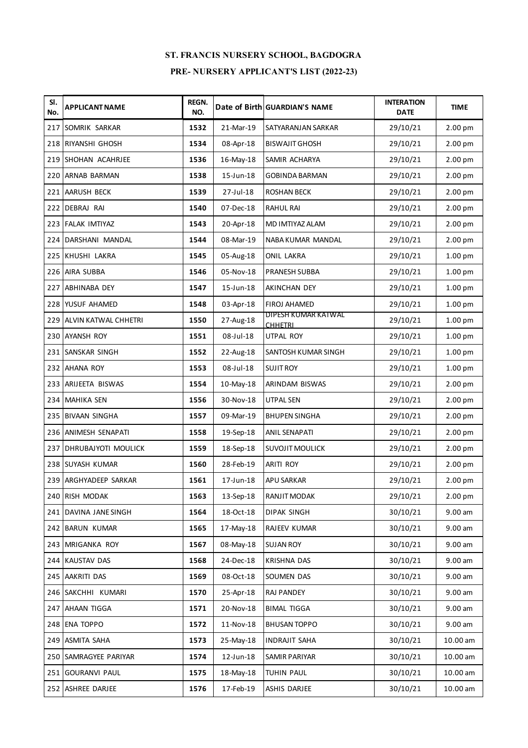# ST. FRANCIS NURSERY SCHOOL, BAGDOGRA

## PRE- NURSERY APPLICANT'S LIST (2022-23)

| Sl. No. | APPLICANT NAME | REGN. NO. | Date of Birth | GUARDIAN'S NAME | INTERATION DATE | TIME |
|---|---|---|---|---|---|---|
| 217 | SOMRIK SARKAR | 1532 | 21-Mar-19 | SATYARANJAN SARKAR | 29/10/21 | 2.00 pm |
| 218 | RIYANSHI GHOSH | 1534 | 08-Apr-18 | BISWAJIT GHOSH | 29/10/21 | 2.00 pm |
| 219 | SHOHAN ACAHRJEE | 1536 | 16-May-18 | SAMIR ACHARYA | 29/10/21 | 2.00 pm |
| 220 | ARNAB BARMAN | 1538 | 15-Jun-18 | GOBINDA BARMAN | 29/10/21 | 2.00 pm |
| 221 | AARUSH BECK | 1539 | 27-Jul-18 | ROSHAN BECK | 29/10/21 | 2.00 pm |
| 222 | DEBRAJ RAI | 1540 | 07-Dec-18 | RAHUL RAI | 29/10/21 | 2.00 pm |
| 223 | FALAK IMTIYAZ | 1543 | 20-Apr-18 | MD IMTIYAZ ALAM | 29/10/21 | 2.00 pm |
| 224 | DARSHANI MANDAL | 1544 | 08-Mar-19 | NABA KUMAR MANDAL | 29/10/21 | 2.00 pm |
| 225 | KHUSHI LAKRA | 1545 | 05-Aug-18 | ONIL LAKRA | 29/10/21 | 1.00 pm |
| 226 | AIRA SUBBA | 1546 | 05-Nov-18 | PRANESH SUBBA | 29/10/21 | 1.00 pm |
| 227 | ABHINABA DEY | 1547 | 15-Jun-18 | AKINCHAN DEY | 29/10/21 | 1.00 pm |
| 228 | YUSUF AHAMED | 1548 | 03-Apr-18 | FIROJ AHAMED | 29/10/21 | 1.00 pm |
| 229 | ALVIN KATWAL CHHETRI | 1550 | 27-Aug-18 | DIPESH KUMAR KATWAL CHHETRI | 29/10/21 | 1.00 pm |
| 230 | AYANSH ROY | 1551 | 08-Jul-18 | UTPAL ROY | 29/10/21 | 1.00 pm |
| 231 | SANSKAR SINGH | 1552 | 22-Aug-18 | SANTOSH KUMAR SINGH | 29/10/21 | 1.00 pm |
| 232 | AHANA ROY | 1553 | 08-Jul-18 | SUJIT ROY | 29/10/21 | 1.00 pm |
| 233 | ARIJEETA BISWAS | 1554 | 10-May-18 | ARINDAM BISWAS | 29/10/21 | 2.00 pm |
| 234 | MAHIKA SEN | 1556 | 30-Nov-18 | UTPAL SEN | 29/10/21 | 2.00 pm |
| 235 | BIVAAN SINGHA | 1557 | 09-Mar-19 | BHUPEN SINGHA | 29/10/21 | 2.00 pm |
| 236 | ANIMESH SENAPATI | 1558 | 19-Sep-18 | ANIL SENAPATI | 29/10/21 | 2.00 pm |
| 237 | DHRUBAJYOTI MOULICK | 1559 | 18-Sep-18 | SUVOJIT MOULICK | 29/10/21 | 2.00 pm |
| 238 | SUYASH KUMAR | 1560 | 28-Feb-19 | ARITI ROY | 29/10/21 | 2.00 pm |
| 239 | ARGHYADEEP SARKAR | 1561 | 17-Jun-18 | APU SARKAR | 29/10/21 | 2.00 pm |
| 240 | RISH MODAK | 1563 | 13-Sep-18 | RANJIT MODAK | 29/10/21 | 2.00 pm |
| 241 | DAVINA JANE SINGH | 1564 | 18-Oct-18 | DIPAK SINGH | 30/10/21 | 9.00 am |
| 242 | BARUN KUMAR | 1565 | 17-May-18 | RAJEEV KUMAR | 30/10/21 | 9.00 am |
| 243 | MRIGANKA ROY | 1567 | 08-May-18 | SUJAN ROY | 30/10/21 | 9.00 am |
| 244 | KAUSTAV DAS | 1568 | 24-Dec-18 | KRISHNA DAS | 30/10/21 | 9.00 am |
| 245 | AAKRITI DAS | 1569 | 08-Oct-18 | SOUMEN DAS | 30/10/21 | 9.00 am |
| 246 | SAKCHHI KUMARI | 1570 | 25-Apr-18 | RAJ PANDEY | 30/10/21 | 9.00 am |
| 247 | AHAAN TIGGA | 1571 | 20-Nov-18 | BIMAL TIGGA | 30/10/21 | 9.00 am |
| 248 | ENA TOPPO | 1572 | 11-Nov-18 | BHUSAN TOPPO | 30/10/21 | 9.00 am |
| 249 | ASMITA SAHA | 1573 | 25-May-18 | INDRAJIT SAHA | 30/10/21 | 10.00 am |
| 250 | SAMRAGYEE PARIYAR | 1574 | 12-Jun-18 | SAMIR PARIYAR | 30/10/21 | 10.00 am |
| 251 | GOURANVI PAUL | 1575 | 18-May-18 | TUHIN PAUL | 30/10/21 | 10.00 am |
| 252 | ASHREE DARJEE | 1576 | 17-Feb-19 | ASHIS DARJEE | 30/10/21 | 10.00 am |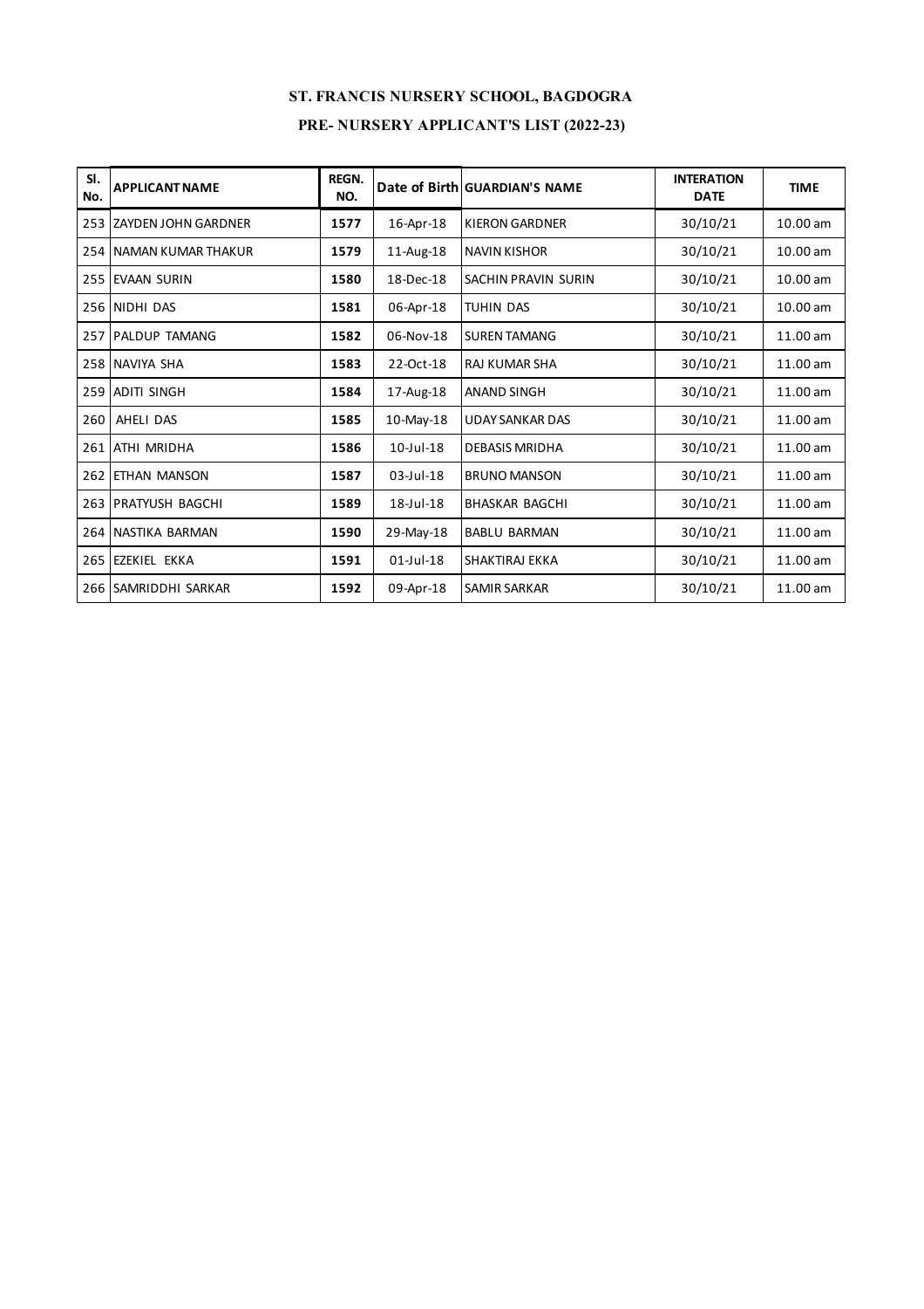# ST. FRANCIS NURSERY SCHOOL, BAGDOGRA

## PRE- NURSERY APPLICANT'S LIST (2022-23)

| Sl. No. | APPLICANT NAME | REGN. NO. | Date of Birth | GUARDIAN'S NAME | INTERATION DATE | TIME |
|---|---|---|---|---|---|---|
| 253 | ZAYDEN JOHN GARDNER | 1577 | 16-Apr-18 | KIERON GARDNER | 30/10/21 | 10.00 am |
| 254 | NAMAN KUMAR THAKUR | 1579 | 11-Aug-18 | NAVIN KISHOR | 30/10/21 | 10.00 am |
| 255 | EVAAN SURIN | 1580 | 18-Dec-18 | SACHIN PRAVIN SURIN | 30/10/21 | 10.00 am |
| 256 | NIDHI DAS | 1581 | 06-Apr-18 | TUHIN DAS | 30/10/21 | 10.00 am |
| 257 | PALDUP TAMANG | 1582 | 06-Nov-18 | SUREN TAMANG | 30/10/21 | 11.00 am |
| 258 | NAVIYA SHA | 1583 | 22-Oct-18 | RAJ KUMAR SHA | 30/10/21 | 11.00 am |
| 259 | ADITI SINGH | 1584 | 17-Aug-18 | ANAND SINGH | 30/10/21 | 11.00 am |
| 260 | AHELI DAS | 1585 | 10-May-18 | UDAY SANKAR DAS | 30/10/21 | 11.00 am |
| 261 | ATHI MRIDHA | 1586 | 10-Jul-18 | DEBASIS MRIDHA | 30/10/21 | 11.00 am |
| 262 | ETHAN MANSON | 1587 | 03-Jul-18 | BRUNO MANSON | 30/10/21 | 11.00 am |
| 263 | PRATYUSH BAGCHI | 1589 | 18-Jul-18 | BHASKAR BAGCHI | 30/10/21 | 11.00 am |
| 264 | NASTIKA BARMAN | 1590 | 29-May-18 | BABLU BARMAN | 30/10/21 | 11.00 am |
| 265 | EZEKIEL EKKA | 1591 | 01-Jul-18 | SHAKTIRAJ EKKA | 30/10/21 | 11.00 am |
| 266 | SAMRIDDHI SARKAR | 1592 | 09-Apr-18 | SAMIR SARKAR | 30/10/21 | 11.00 am |